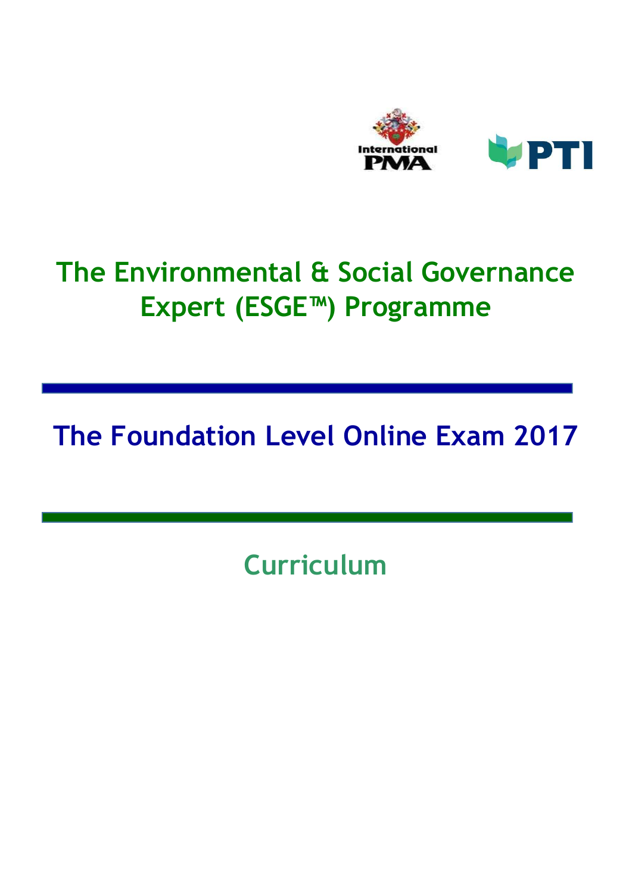International PMA PTI

# The Environmental & Social Governance Expert (ESGE™) Programme

## The Foundation Level Online Exam 2017

## Curriculum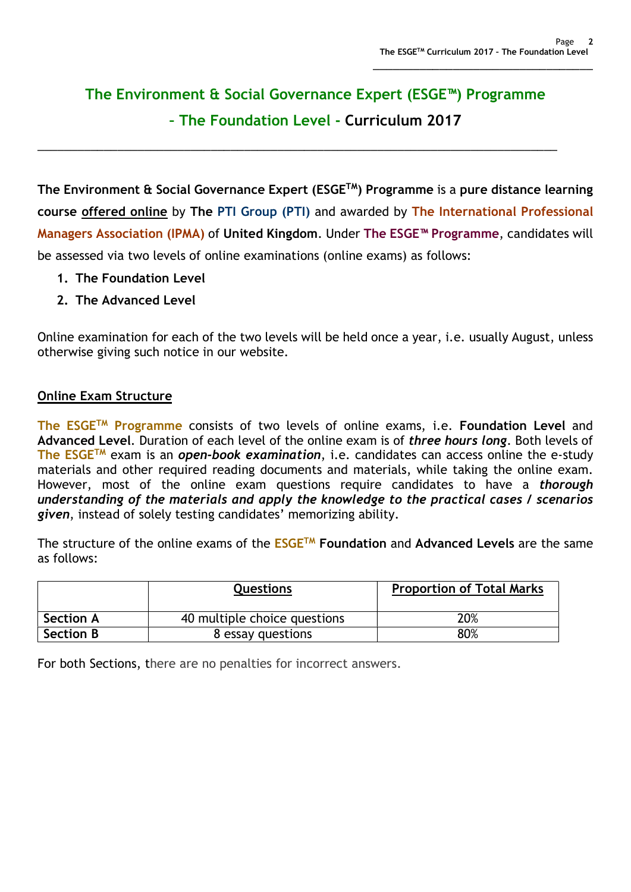# The Environment & Social Governance Expert (ESGE™) Programme

## - The Foundation Level - Curriculum 2017

**The Environment & Social Governance Expert (ESGE™) Programme** is a **pure distance learning course** **offered online** by **The PTI Group (PTI)** and awarded by **The International Professional Managers Association (IPMA)** of **United Kingdom**. Under **The ESGE™ Programme**, candidates will be assessed via two levels of online examinations (online exams) as follows:

1. **The Foundation Level**
2. **The Advanced Level**

Online examination for each of the two levels will be held once a year, i.e. usually August, unless otherwise giving such notice in our website.

### Online Exam Structure

**The ESGE™ Programme** consists of two levels of online exams, i.e. **Foundation Level** and **Advanced Level**. Duration of each level of the online exam is of ***three hours long***. Both levels of **The ESGE™** exam is an ***open-book examination***, i.e. candidates can access online the e-study materials and other required reading documents and materials, while taking the online exam. However, most of the online exam questions require candidates to have a ***thorough understanding of the materials and apply the knowledge to the practical cases / scenarios given***, instead of solely testing candidates' memorizing ability.

The structure of the online exams of the **ESGE™ Foundation** and **Advanced Levels** are the same as follows:

| | Questions | Proportion of Total Marks |
|---|---|---|
| **Section A** | 40 multiple choice questions | 20% |
| **Section B** | 8 essay questions | 80% |

For both Sections, there are no penalties for incorrect answers.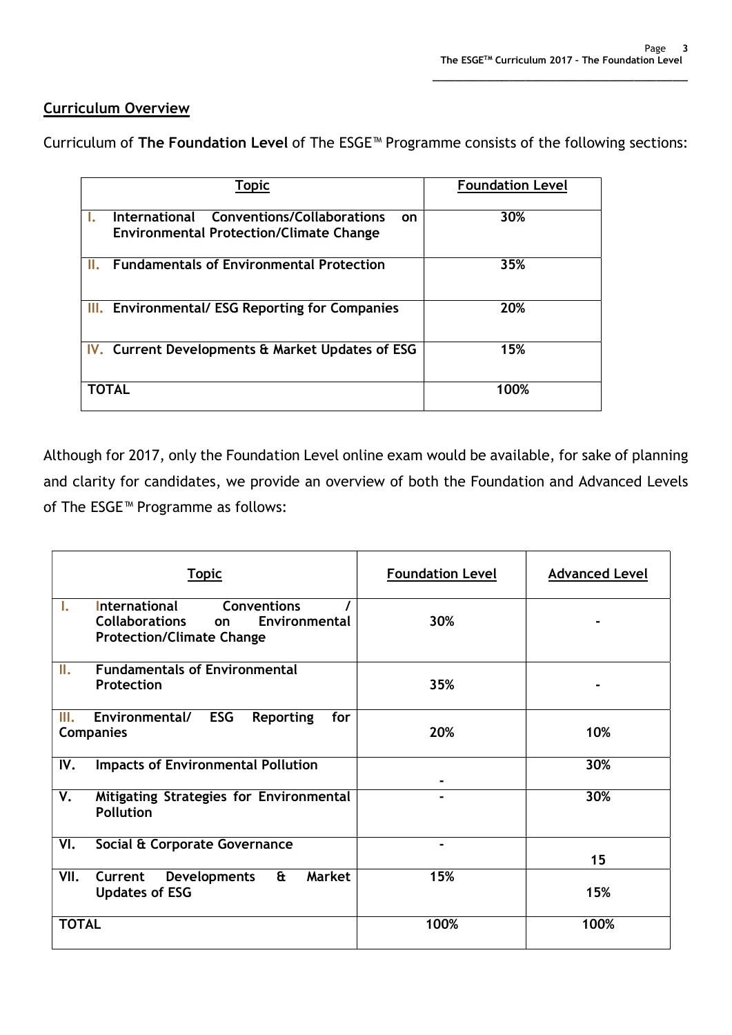## Curriculum Overview

Curriculum of **The Foundation Level** of The ESGE™ Programme consists of the following sections:

| Topic | Foundation Level |
|---|---|
| **I. International Conventions/Collaborations on Environmental Protection/Climate Change** | **30%** |
| **II. Fundamentals of Environmental Protection** | **35%** |
| **III. Environmental/ ESG Reporting for Companies** | **20%** |
| **IV. Current Developments & Market Updates of ESG** | **15%** |
| **TOTAL** | **100%** |

Although for 2017, only the Foundation Level online exam would be available, for sake of planning and clarity for candidates, we provide an overview of both the Foundation and Advanced Levels of The ESGE™ Programme as follows:

| Topic | Foundation Level | Advanced Level |
|---|---|---|
| **I. International Conventions / Collaborations on Environmental Protection/Climate Change** | **30%** | **-** |
| **II. Fundamentals of Environmental Protection** | **35%** | **-** |
| **III. Environmental/ ESG Reporting for Companies** | **20%** | **10%** |
| **IV. Impacts of Environmental Pollution** | **-** | **30%** |
| **V. Mitigating Strategies for Environmental Pollution** | **-** | **30%** |
| **VI. Social & Corporate Governance** | **-** | **15** |
| **VII. Current Developments & Market Updates of ESG** | **15%** | **15%** |
| **TOTAL** | **100%** | **100%** |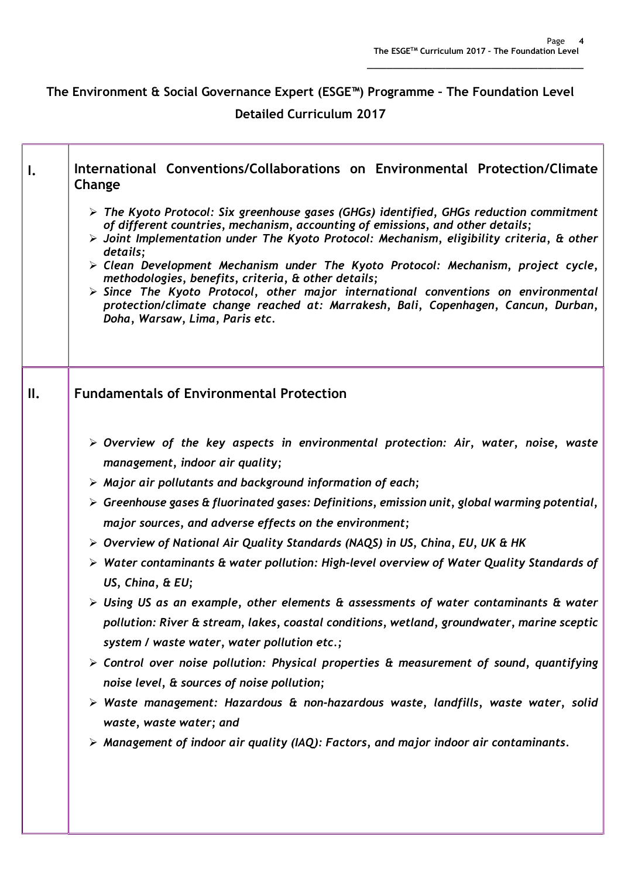## The Environment & Social Governance Expert (ESGE™) Programme – The Foundation Level

## Detailed Curriculum 2017

| | |
|---|---|
| **I.** | **International Conventions/Collaborations on Environmental Protection/Climate Change**<br><br>➢ *The Kyoto Protocol: Six greenhouse gases (GHGs) identified, GHGs reduction commitment of different countries, mechanism, accounting of emissions, and other details;*<br>➢ *Joint Implementation under The Kyoto Protocol: Mechanism, eligibility criteria, & other details;*<br>➢ *Clean Development Mechanism under The Kyoto Protocol: Mechanism, project cycle, methodologies, benefits, criteria, & other details;*<br>➢ *Since The Kyoto Protocol, other major international conventions on environmental protection/climate change reached at: Marrakesh, Bali, Copenhagen, Cancun, Durban, Doha, Warsaw, Lima, Paris etc.* |
| **II.** | **Fundamentals of Environmental Protection**<br><br>➢ *Overview of the key aspects in environmental protection: Air, water, noise, waste management, indoor air quality;*<br>➢ *Major air pollutants and background information of each;*<br>➢ *Greenhouse gases & fluorinated gases: Definitions, emission unit, global warming potential, major sources, and adverse effects on the environment;*<br>➢ *Overview of National Air Quality Standards (NAQS) in US, China, EU, UK & HK*<br>➢ *Water contaminants & water pollution: High-level overview of Water Quality Standards of US, China, & EU;*<br>➢ *Using US as an example, other elements & assessments of water contaminants & water pollution: River & stream, lakes, coastal conditions, wetland, groundwater, marine sceptic system / waste water, water pollution etc.;*<br>➢ *Control over noise pollution: Physical properties & measurement of sound, quantifying noise level, & sources of noise pollution;*<br>➢ *Waste management: Hazardous & non-hazardous waste, landfills, waste water, solid waste, waste water; and*<br>➢ *Management of indoor air quality (IAQ): Factors, and major indoor air contaminants.* |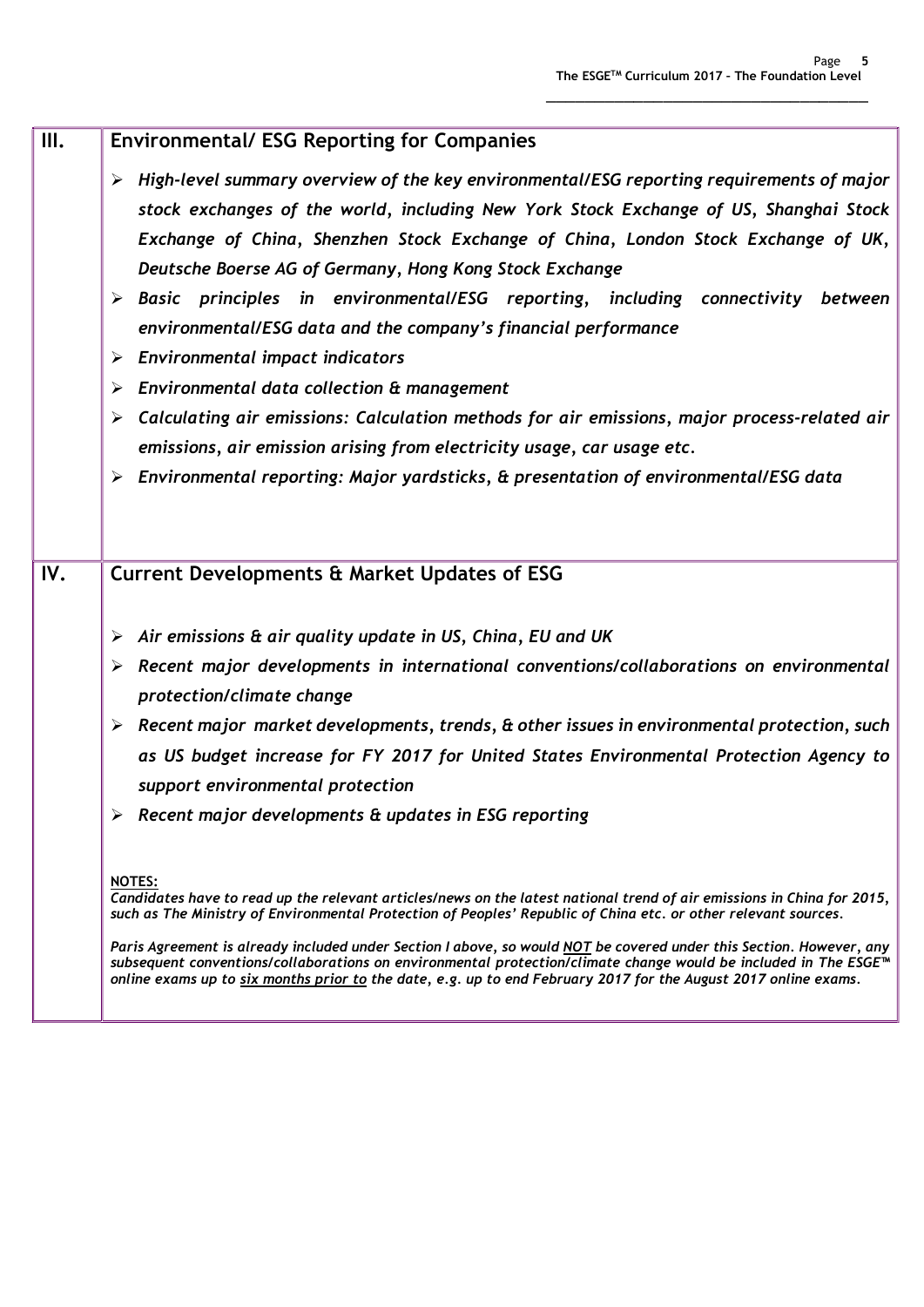| | |
|---|---|
| **III.** | **Environmental/ ESG Reporting for Companies**<br><br>➢ ***High-level summary overview of the key environmental/ESG reporting requirements of major stock exchanges of the world, including New York Stock Exchange of US, Shanghai Stock Exchange of China, Shenzhen Stock Exchange of China, London Stock Exchange of UK, Deutsche Boerse AG of Germany, Hong Kong Stock Exchange***<br>➢ ***Basic principles in environmental/ESG reporting, including connectivity between environmental/ESG data and the company's financial performance***<br>➢ ***Environmental impact indicators***<br>➢ ***Environmental data collection & management***<br>➢ ***Calculating air emissions: Calculation methods for air emissions, major process-related air emissions, air emission arising from electricity usage, car usage etc.***<br>➢ ***Environmental reporting: Major yardsticks, & presentation of environmental/ESG data*** |
| **IV.** | **Current Developments & Market Updates of ESG**<br><br>➢ ***Air emissions & air quality update in US, China, EU and UK***<br>➢ ***Recent major developments in international conventions/collaborations on environmental protection/climate change***<br>➢ ***Recent major market developments, trends, & other issues in environmental protection, such as US budget increase for FY 2017 for United States Environmental Protection Agency to support environmental protection***<br>➢ ***Recent major developments & updates in ESG reporting***<br><br>**NOTES:**<br>*Candidates have to read up the relevant articles/news on the latest national trend of air emissions in China for 2015, such as The Ministry of Environmental Protection of Peoples' Republic of China etc. or other relevant sources.*<br><br>*Paris Agreement is already included under Section I above, so would NOT be covered under this Section. However, any subsequent conventions/collaborations on environmental protection/climate change would be included in The ESGE™ online exams up to six months prior to the date, e.g. up to end February 2017 for the August 2017 online exams.* |